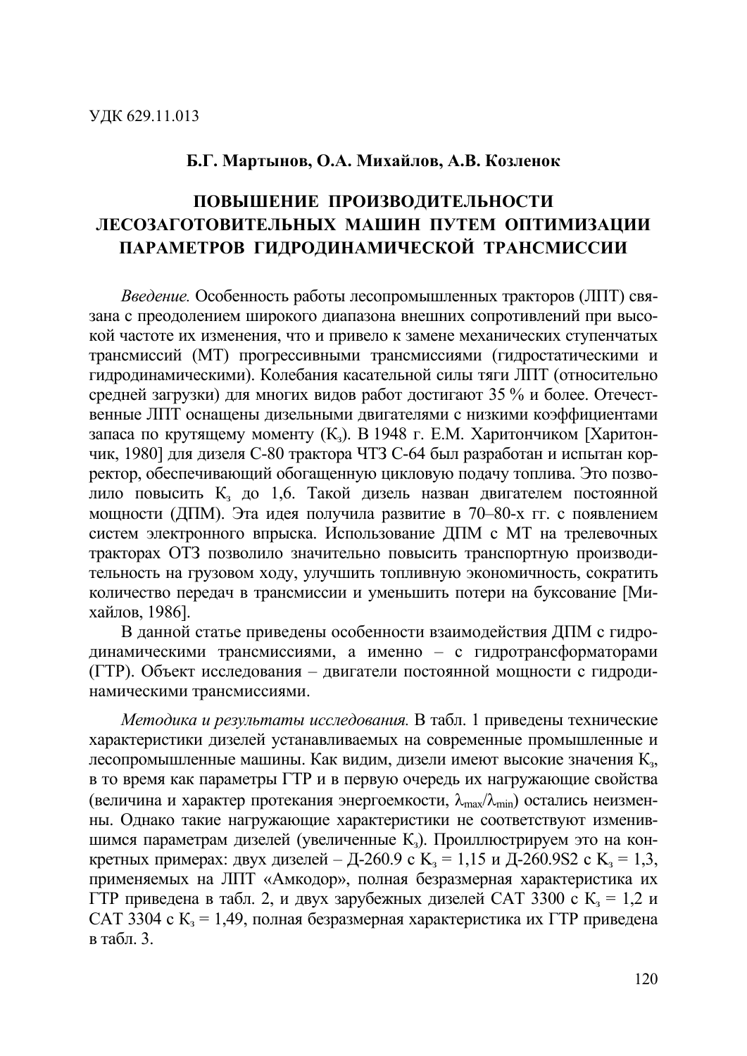УДК 629.11.013

**Б.Г. Мартынов, О.А. Михайлов, А.В. Козленок**

# ПОВЫШЕНИЕ ПРОИЗВОДИТЕЛЬНОСТИ ЛЕСОЗАГОТОВИТЕЛЬНЫХ МАШИН ПУТЕМ ОПТИМИЗАЦИИ ПАРАМЕТРОВ ГИДРОДИНАМИЧЕСКОЙ ТРАНСМИССИИ

*Введение.* Особенность работы лесопромышленных тракторов (ЛПТ) связана с преодолением широкого диапазона внешних сопротивлений при высокой частоте их изменения, что и привело к замене механических ступенчатых трансмиссий (МТ) прогрессивными трансмиссиями (гидростатическими и гидродинамическими). Колебания касательной силы тяги ЛПТ (относительно средней загрузки) для многих видов работ достигают 35 % и более. Отечественные ЛПТ оснащены дизельными двигателями с низкими коэффициентами запаса по крутящему моменту ($К_з$). В 1948 г. Е.М. Харитончиком [Харитончик, 1980] для дизеля С-80 трактора ЧТЗ С-64 был разработан и испытан корректор, обеспечивающий обогащенную цикловую подачу топлива. Это позволило повысить $К_з$ до 1,6. Такой дизель назван двигателем постоянной мощности (ДПМ). Эта идея получила развитие в 70–80-х гг. с появлением систем электронного впрыска. Использование ДПМ с МТ на трелевочных тракторах ОТЗ позволило значительно повысить транспортную производительность на грузовом ходу, улучшить топливную экономичность, сократить количество передач в трансмиссии и уменьшить потери на буксование [Михайлов, 1986].

В данной статье приведены особенности взаимодействия ДПМ с гидродинамическими трансмиссиями, а именно – с гидротрансформаторами (ГТР). Объект исследования – двигатели постоянной мощности с гидродинамическими трансмиссиями.

*Методика и результаты исследования.* В табл. 1 приведены технические характеристики дизелей устанавливаемых на современные промышленные и лесопромышленные машины. Как видим, дизели имеют высокие значения $К_з$, в то время как параметры ГТР и в первую очередь их нагружающие свойства (величина и характер протекания энергоемкости, $\lambda_{max}/\lambda_{min}$) остались неизменны. Однако такие нагружающие характеристики не соответствуют изменившимся параметрам дизелей (увеличенные $К_з$). Проиллюстрируем это на конкретных примерах: двух дизелей – Д-260.9 с $К_з$ = 1,15 и Д-260.9S2 с $К_з$ = 1,3, применяемых на ЛПТ «Амкодор», полная безразмерная характеристика их ГТР приведена в табл. 2, и двух зарубежных дизелей CAT 3300 с $К_з$ = 1,2 и CAT 3304 с $К_з$ = 1,49, полная безразмерная характеристика их ГТР приведена в табл. 3.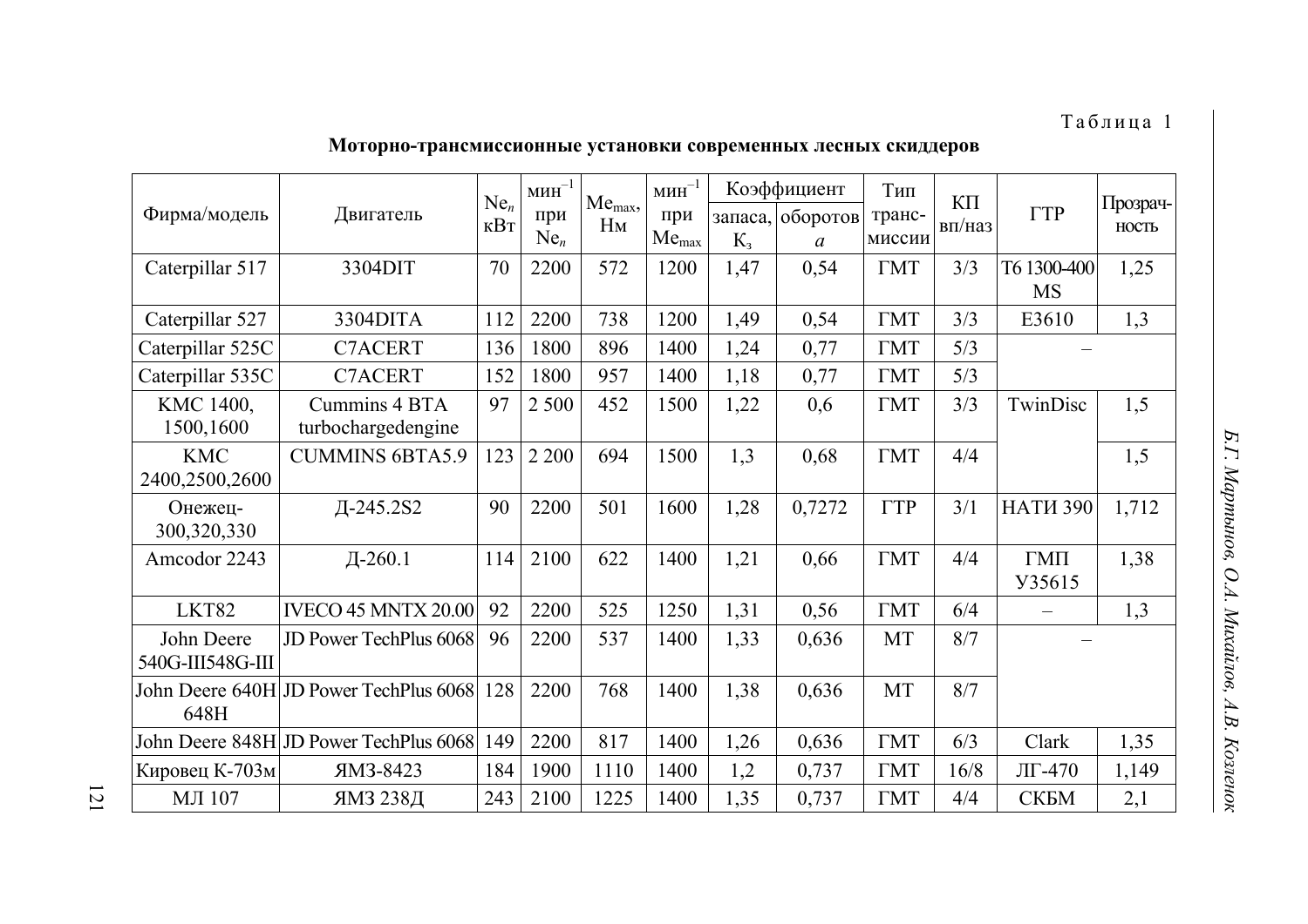Таблица 1

**Моторно-трансмиссионные установки современных лесных скиддеров**

| Фирма/модель | Двигатель | $Ne_n$ кВт | мин$^{-1}$ при $Ne_n$ | $Me_{max}$, Нм | мин$^{-1}$ при $Me_{max}$ | Коэффициент | | Тип трансмиссии | КП вп/наз | ГТР | Прозрачность |
|---|---|---|---|---|---|---|---|---|---|---|---|
| | | | | | | запаса, $K_з$ | оборотов $a$ | | | | |
| Caterpillar 517 | 3304DIT | 70 | 2200 | 572 | 1200 | 1,47 | 0,54 | ГМТ | 3/3 | T6 1300-400 MS | 1,25 |
| Caterpillar 527 | 3304DITA | 112 | 2200 | 738 | 1200 | 1,49 | 0,54 | ГМТ | 3/3 | E3610 | 1,3 |
| Caterpillar 525C | C7ACERT | 136 | 1800 | 896 | 1400 | 1,24 | 0,77 | ГМТ | 5/3 | – | |
| Caterpillar 535C | C7ACERT | 152 | 1800 | 957 | 1400 | 1,18 | 0,77 | ГМТ | 5/3 | | |
| KMC 1400, 1500,1600 | Cummins 4 BTA turbochargedengine | 97 | 2 500 | 452 | 1500 | 1,22 | 0,6 | ГМТ | 3/3 | TwinDisc | 1,5 |
| KMC 2400,2500,2600 | CUMMINS 6BTA5.9 | 123 | 2 200 | 694 | 1500 | 1,3 | 0,68 | ГМТ | 4/4 | | 1,5 |
| Онежец-300,320,330 | Д-245.2S2 | 90 | 2200 | 501 | 1600 | 1,28 | 0,7272 | ГТР | 3/1 | НАТИ 390 | 1,712 |
| Amcodor 2243 | Д-260.1 | 114 | 2100 | 622 | 1400 | 1,21 | 0,66 | ГМТ | 4/4 | ГМП У35615 | 1,38 |
| LKT82 | IVECO 45 MNTX 20.00 | 92 | 2200 | 525 | 1250 | 1,31 | 0,56 | ГМТ | 6/4 | – | 1,3 |
| John Deere 540G-III548G-III | JD Power TechPlus 6068 | 96 | 2200 | 537 | 1400 | 1,33 | 0,636 | МТ | 8/7 | – | |
| John Deere 640H 648H | JD Power TechPlus 6068 | 128 | 2200 | 768 | 1400 | 1,38 | 0,636 | МТ | 8/7 | | |
| John Deere 848H | JD Power TechPlus 6068 | 149 | 2200 | 817 | 1400 | 1,26 | 0,636 | ГМТ | 6/3 | Clark | 1,35 |
| Кировец К-703м | ЯМЗ-8423 | 184 | 1900 | 1110 | 1400 | 1,2 | 0,737 | ГМТ | 16/8 | ЛГ-470 | 1,149 |
| МЛ 107 | ЯМЗ 238Д | 243 | 2100 | 1225 | 1400 | 1,35 | 0,737 | ГМТ | 4/4 | СКБМ | 2,1 |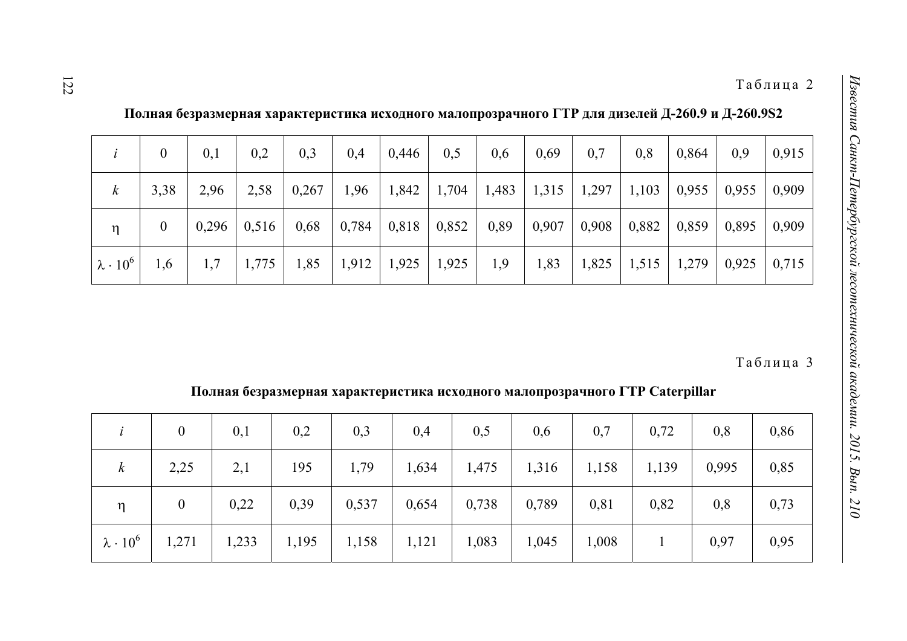Таблица 2

**Полная безразмерная характеристика исходного малопрозрачного ГТР для дизелей Д-260.9 и Д-260.9S2**

| $i$ | 0 | 0,1 | 0,2 | 0,3 | 0,4 | 0,446 | 0,5 | 0,6 | 0,69 | 0,7 | 0,8 | 0,864 | 0,9 | 0,915 |
|---|---|---|---|---|---|---|---|---|---|---|---|---|---|---|
| $k$ | 3,38 | 2,96 | 2,58 | 0,267 | 1,96 | 1,842 | 1,704 | 1,483 | 1,315 | 1,297 | 1,103 | 0,955 | 0,955 | 0,909 |
| $\eta$ | 0 | 0,296 | 0,516 | 0,68 | 0,784 | 0,818 | 0,852 | 0,89 | 0,907 | 0,908 | 0,882 | 0,859 | 0,895 | 0,909 |
| $\lambda \cdot 10^6$ | 1,6 | 1,7 | 1,775 | 1,85 | 1,912 | 1,925 | 1,925 | 1,9 | 1,83 | 1,825 | 1,515 | 1,279 | 0,925 | 0,715 |

Таблица 3

**Полная безразмерная характеристика исходного малопрозрачного ГТР Caterpillar**

| $i$ | 0 | 0,1 | 0,2 | 0,3 | 0,4 | 0,5 | 0,6 | 0,7 | 0,72 | 0,8 | 0,86 |
|---|---|---|---|---|---|---|---|---|---|---|---|
| $k$ | 2,25 | 2,1 | 195 | 1,79 | 1,634 | 1,475 | 1,316 | 1,158 | 1,139 | 0,995 | 0,85 |
| $\eta$ | 0 | 0,22 | 0,39 | 0,537 | 0,654 | 0,738 | 0,789 | 0,81 | 0,82 | 0,8 | 0,73 |
| $\lambda \cdot 10^6$ | 1,271 | 1,233 | 1,195 | 1,158 | 1,121 | 1,083 | 1,045 | 1,008 | 1 | 0,97 | 0,95 |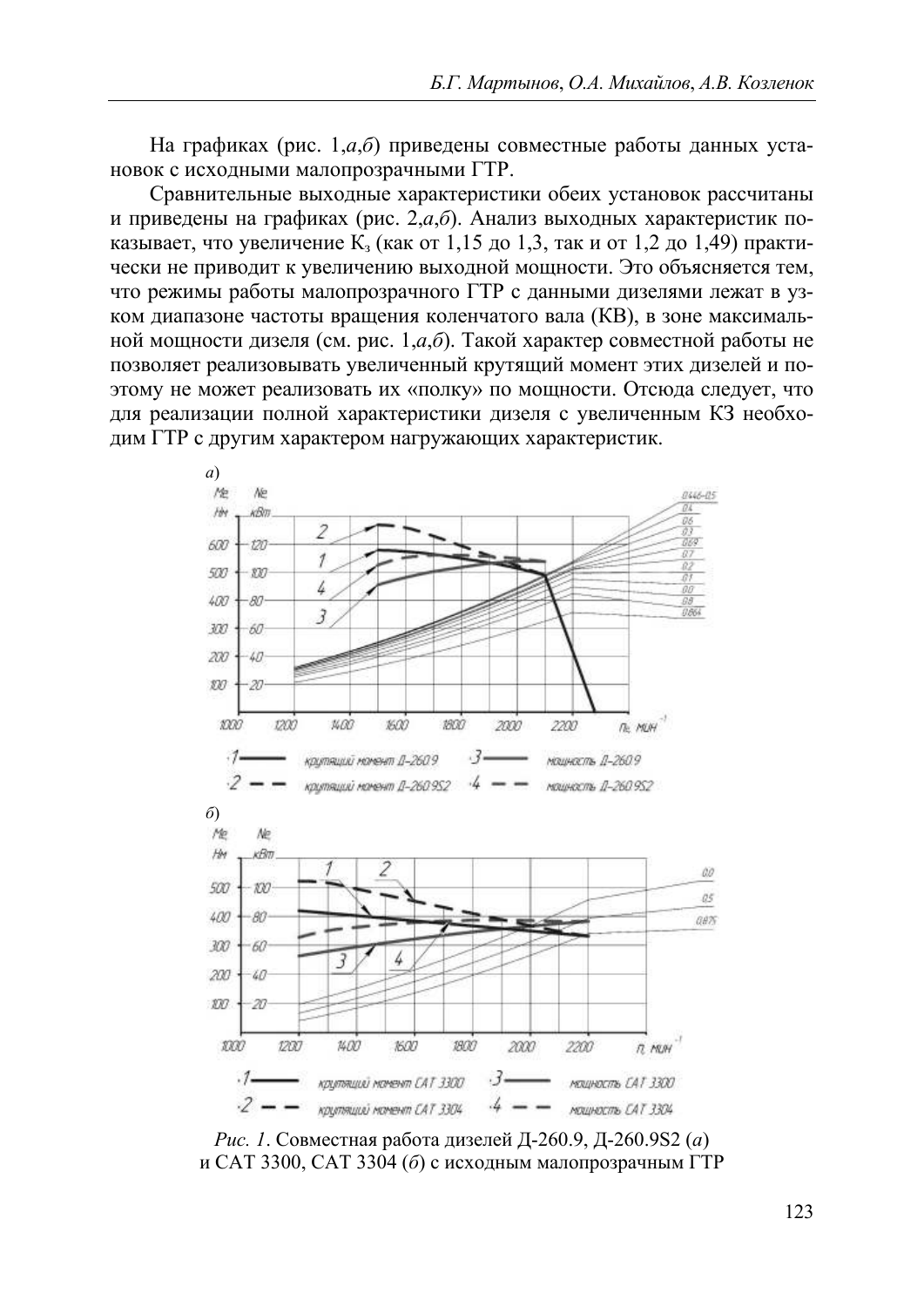На графиках (рис. 1,*а*,*б*) приведены совместные работы данных установок с исходными малопрозрачными ГТР.

Сравнительные выходные характеристики обеих установок рассчитаны и приведены на графиках (рис. 2,*а*,*б*). Анализ выходных характеристик показывает, что увеличение $К_з$ (как от 1,15 до 1,3, так и от 1,2 до 1,49) практически не приводит к увеличению выходной мощности. Это объясняется тем, что режимы работы малопрозрачного ГТР с данными дизелями лежат в узком диапазоне частоты вращения коленчатого вала (КВ), в зоне максимальной мощности дизеля (см. рис. 1,*а*,*б*). Такой характер совместной работы не позволяет реализовывать увеличенный крутящий момент этих дизелей и поэтому не может реализовать их «полку» по мощности. Отсюда следует, что для реализации полной характеристики дизеля с увеличенным КЗ необходим ГТР с другим характером нагружающих характеристик.

*Рис. 1*. Совместная работа дизелей Д-260.9, Д-260.9S2 (*а*) и САТ 3300, САТ 3304 (*б*) с исходным малопрозрачным ГТР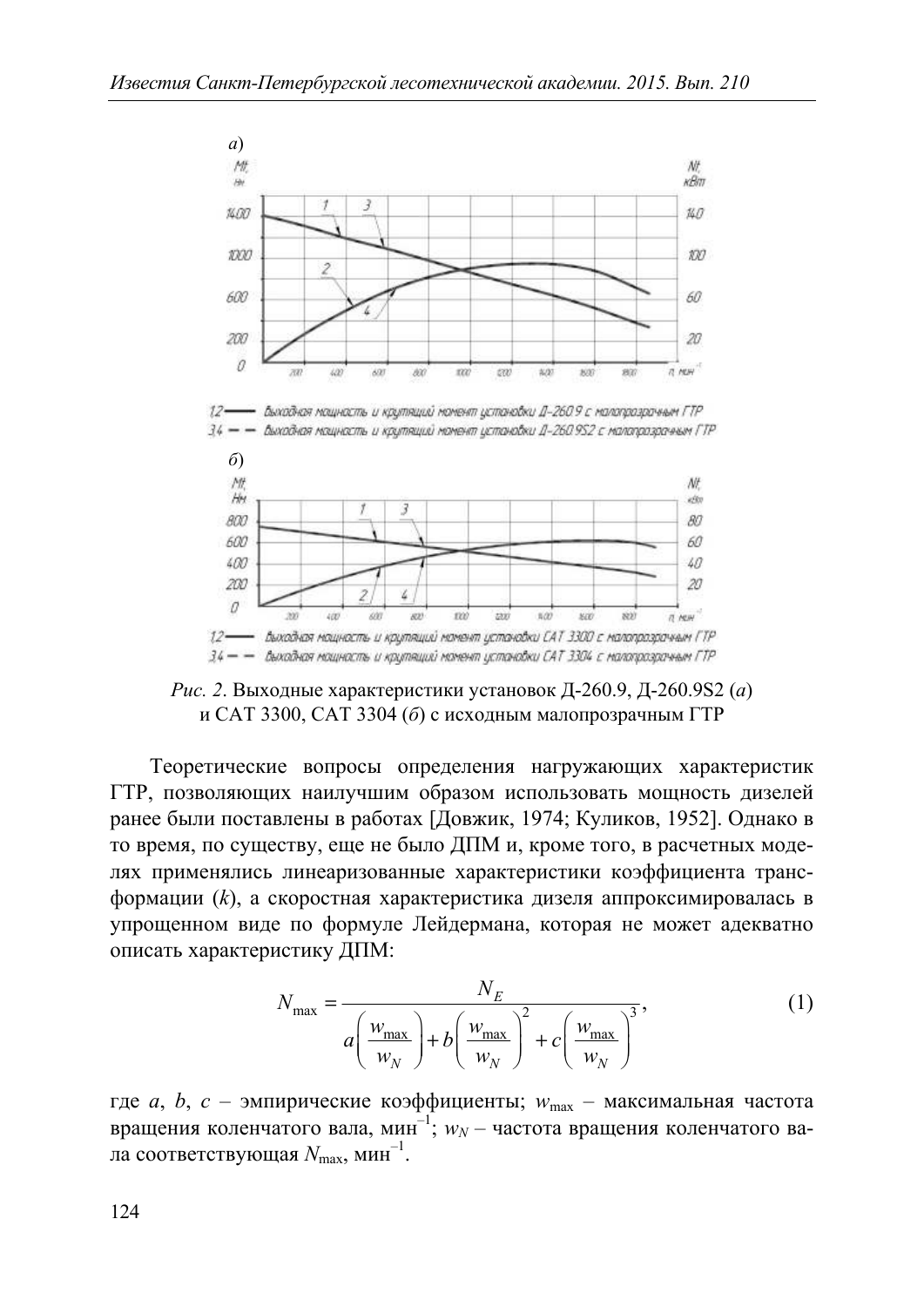*Рис. 2*. Выходные характеристики установок Д-260.9, Д-260.9S2 (*а*) и CAT 3300, CAT 3304 (*б*) с исходным малопрозрачным ГТР

Теоретические вопросы определения нагружающих характеристик ГТР, позволяющих наилучшим образом использовать мощность дизелей ранее были поставлены в работах [Довжик, 1974; Куликов, 1952]. Однако в то время, по существу, еще не было ДПМ и, кроме того, в расчетных моделях применялись линеаризованные характеристики коэффициента трансформации ($k$), а скоростная характеристика дизеля аппроксимировалась в упрощенном виде по формуле Лейдермана, которая не может адекватно описать характеристику ДПМ:

$$N_{\max} = \frac{N_E}{a\left(\frac{w_{\max}}{w_N}\right) + b\left(\frac{w_{\max}}{w_N}\right)^2 + c\left(\frac{w_{\max}}{w_N}\right)^3}, \tag{1}$$

где $a$, $b$, $c$ – эмпирические коэффициенты; $w_{\max}$ – максимальная частота вращения коленчатого вала, мин$^{-1}$; $w_N$ – частота вращения коленчатого вала соответствующая $N_{\max}$, мин$^{-1}$.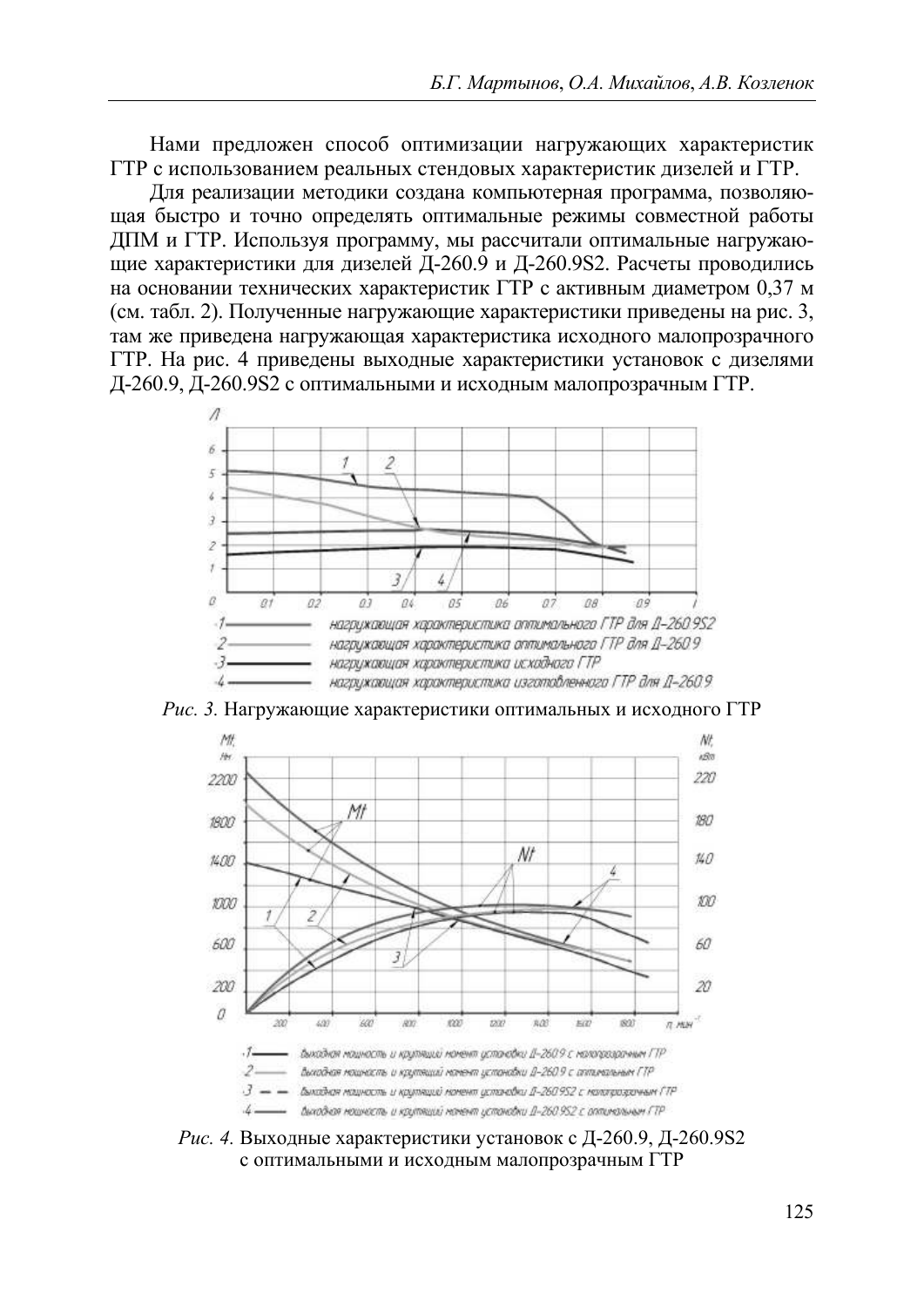Нами предложен способ оптимизации нагружающих характеристик ГТР с использованием реальных стендовых характеристик дизелей и ГТР.

Для реализации методики создана компьютерная программа, позволяющая быстро и точно определять оптимальные режимы совместной работы ДПМ и ГТР. Используя программу, мы рассчитали оптимальные нагружающие характеристики для дизелей Д-260.9 и Д-260.9S2. Расчеты проводились на основании технических характеристик ГТР с активным диаметром 0,37 м (см. табл. 2). Полученные нагружающие характеристики приведены на рис. 3, там же приведена нагружающая характеристика исходного малопрозрачного ГТР. На рис. 4 приведены выходные характеристики установок с дизелями Д-260.9, Д-260.9S2 с оптимальными и исходным малопрозрачным ГТР.

-1- нагружающая характеристика оптимального ГТР для Д-260.9S2
-2- нагружающая характеристика оптимального ГТР для Д-260.9
-3- нагружающая характеристика исходного ГТР
-4- нагружающая характеристика изготовленного ГТР для Д-260.9

*Рис. 3.* Нагружающие характеристики оптимальных и исходного ГТР

-1- Выходная мощность и крутящий момент установки Д-260.9 с малопрозрачным ГТР
-2- Выходная мощность и крутящий момент установки Д-260.9 с оптимальным ГТР
-3- Выходная мощность и крутящий момент установки Д-260.9S2 с малопрозрачным ГТР
-4- Выходная мощность и крутящий момент установки Д-260.9S2 с оптимальным ГТР

*Рис. 4.* Выходные характеристики установок с Д-260.9, Д-260.9S2 с оптимальными и исходным малопрозрачным ГТР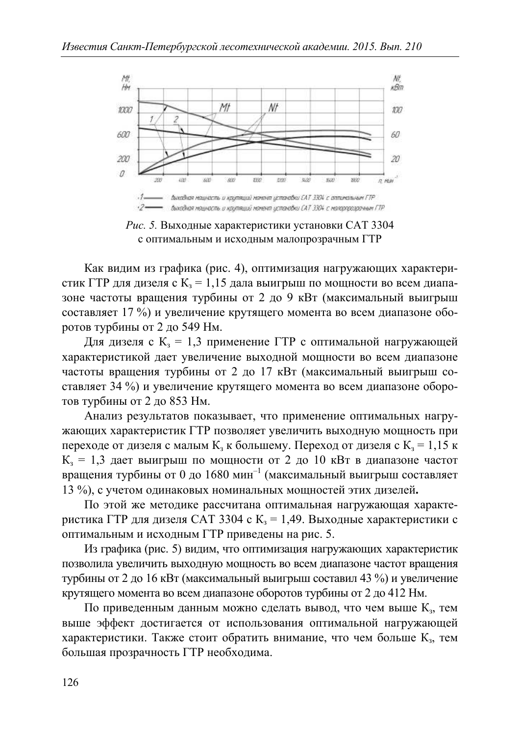*Рис. 5.* Выходные характеристики установки CAT 3304 с оптимальным и исходным малопрозрачным ГТР

Как видим из графика (рис. 4), оптимизация нагружающих характеристик ГТР для дизеля с $К_з = 1{,}15$ дала выигрыш по мощности во всем диапазоне частоты вращения турбины от 2 до 9 кВт (максимальный выигрыш составляет 17 %) и увеличение крутящего момента во всем диапазоне оборотов турбины от 2 до 549 Нм.

Для дизеля с $К_з = 1{,}3$ применение ГТР с оптимальной нагружающей характеристикой дает увеличение выходной мощности во всем диапазоне частоты вращения турбины от 2 до 17 кВт (максимальный выигрыш составляет 34 %) и увеличение крутящего момента во всем диапазоне оборотов турбины от 2 до 853 Нм.

Анализ результатов показывает, что применение оптимальных нагружающих характеристик ГТР позволяет увеличить выходную мощность при переходе от дизеля с малым $К_з$ к большему. Переход от дизеля с $К_з = 1{,}15$ к $К_з = 1{,}3$ дает выигрыш по мощности от 2 до 10 кВт в диапазоне частот вращения турбины от 0 до 1680 $мин^{-1}$ (максимальный выигрыш составляет 13 %), с учетом одинаковых номинальных мощностей этих дизелей**.**

По этой же методике рассчитана оптимальная нагружающая характеристика ГТР для дизеля CAT 3304 с $К_з = 1{,}49$. Выходные характеристики с оптимальным и исходным ГТР приведены на рис. 5.

Из графика (рис. 5) видим, что оптимизация нагружающих характеристик позволила увеличить выходную мощность во всем диапазоне частот вращения турбины от 2 до 16 кВт (максимальный выигрыш составил 43 %) и увеличение крутящего момента во всем диапазоне оборотов турбины от 2 до 412 Нм.

По приведенным данным можно сделать вывод, что чем выше $К_з$, тем выше эффект достигается от использования оптимальной нагружающей характеристики. Также стоит обратить внимание, что чем больше $К_з$, тем большая прозрачность ГТР необходима.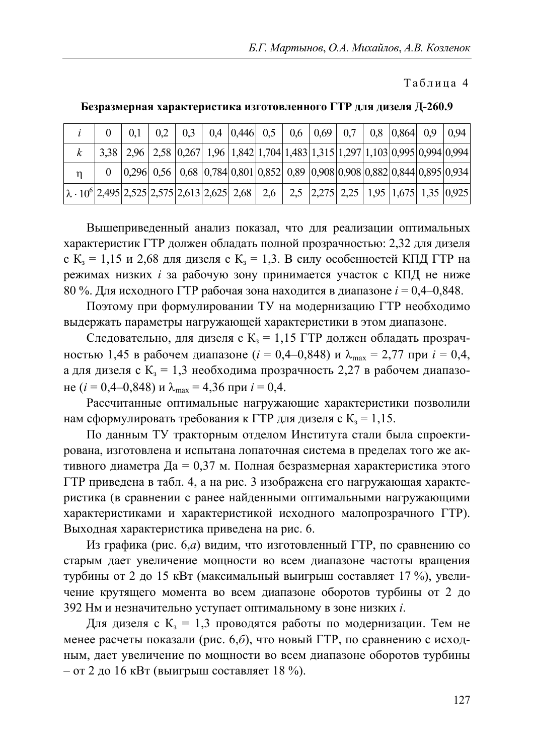Таблица 4

**Безразмерная характеристика изготовленного ГТР для дизеля Д-260.9**

| $i$ | 0 | 0,1 | 0,2 | 0,3 | 0,4 | 0,446 | 0,5 | 0,6 | 0,69 | 0,7 | 0,8 | 0,864 | 0,9 | 0,94 |
|---|---|---|---|---|---|---|---|---|---|---|---|---|---|---|
| $k$ | 3,38 | 2,96 | 2,58 | 0,267 | 1,96 | 1,842 | 1,704 | 1,483 | 1,315 | 1,297 | 1,103 | 0,995 | 0,994 | 0,994 |
| $\eta$ | 0 | 0,296 | 0,56 | 0,68 | 0,784 | 0,801 | 0,852 | 0,89 | 0,908 | 0,908 | 0,882 | 0,844 | 0,895 | 0,934 |
| $\lambda \cdot 10^6$ | 2,495 | 2,525 | 2,575 | 2,613 | 2,625 | 2,68 | 2,6 | 2,5 | 2,275 | 2,25 | 1,95 | 1,675 | 1,35 | 0,925 |

Вышеприведенный анализ показал, что для реализации оптимальных характеристик ГТР должен обладать полной прозрачностью: 2,32 для дизеля с $К_з$ = 1,15 и 2,68 для дизеля с $К_з$ = 1,3. В силу особенностей КПД ГТР на режимах низких $i$ за рабочую зону принимается участок с КПД не ниже 80 %. Для исходного ГТР рабочая зона находится в диапазоне $i$ = 0,4–0,848.

Поэтому при формулировании ТУ на модернизацию ГТР необходимо выдержать параметры нагружающей характеристики в этом диапазоне.

Следовательно, для дизеля с $К_з$ = 1,15 ГТР должен обладать прозрачностью 1,45 в рабочем диапазоне ($i$ = 0,4–0,848) и $\lambda_{max}$ = 2,77 при $i$ = 0,4, а для дизеля с $К_з$ = 1,3 необходима прозрачность 2,27 в рабочем диапазоне ($i$ = 0,4–0,848) и $\lambda_{max}$ = 4,36 при $i$ = 0,4.

Рассчитанные оптимальные нагружающие характеристики позволили нам сформулировать требования к ГТР для дизеля с $К_з$ = 1,15.

По данным ТУ тракторным отделом Института стали была спроектирована, изготовлена и испытана лопаточная система в пределах того же активного диаметра Да = 0,37 м. Полная безразмерная характеристика этого ГТР приведена в табл. 4, а на рис. 3 изображена его нагружающая характеристика (в сравнении с ранее найденными оптимальными нагружающими характеристиками и характеристикой исходного малопрозрачного ГТР). Выходная характеристика приведена на рис. 6.

Из графика (рис. 6,*а*) видим, что изготовленный ГТР, по сравнению со старым дает увеличение мощности во всем диапазоне частоты вращения турбины от 2 до 15 кВт (максимальный выигрыш составляет 17 %), увеличение крутящего момента во всем диапазоне оборотов турбины от 2 до 392 Нм и незначительно уступает оптимальному в зоне низких $i$.

Для дизеля с $К_з$ = 1,3 проводятся работы по модернизации. Тем не менее расчеты показали (рис. 6,*б*), что новый ГТР, по сравнению с исходным, дает увеличение по мощности во всем диапазоне оборотов турбины – от 2 до 16 кВт (выигрыш составляет 18 %).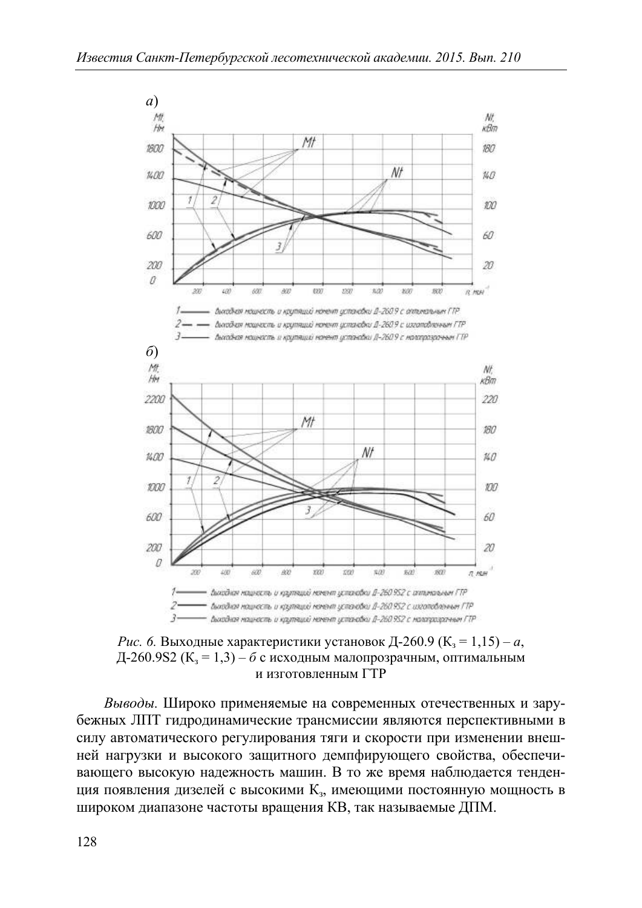*Рис. 6.* Выходные характеристики установок Д-260.9 ($К_з$ = 1,15) – *а*, Д-260.9S2 ($К_з$ = 1,3) – *б* с исходным малопрозрачным, оптимальным и изготовленным ГТР

*Выводы.* Широко применяемые на современных отечественных и зарубежных ЛПТ гидродинамические трансмиссии являются перспективными в силу автоматического регулирования тяги и скорости при изменении внешней нагрузки и высокого защитного демпфирующего свойства, обеспечивающего высокую надежность машин. В то же время наблюдается тенденция появления дизелей с высокими $К_з$, имеющими постоянную мощность в широком диапазоне частоты вращения КВ, так называемые ДПМ.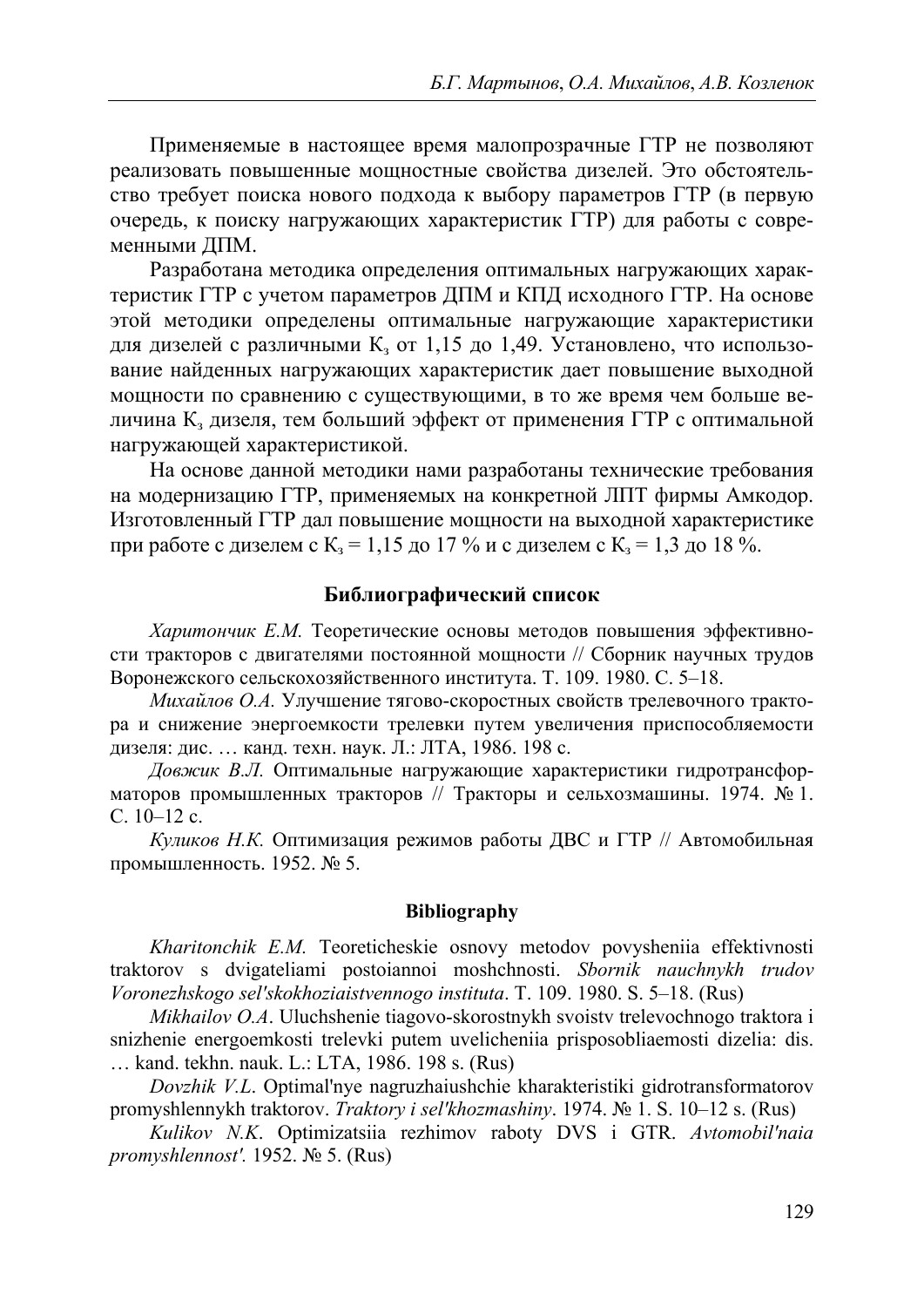Применяемые в настоящее время малопрозрачные ГТР не позволяют реализовать повышенные мощностные свойства дизелей. Это обстоятельство требует поиска нового подхода к выбору параметров ГТР (в первую очередь, к поиску нагружающих характеристик ГТР) для работы с современными ДПМ.

Разработана методика определения оптимальных нагружающих характеристик ГТР с учетом параметров ДПМ и КПД исходного ГТР. На основе этой методики определены оптимальные нагружающие характеристики для дизелей с различными $К_з$ от 1,15 до 1,49. Установлено, что использование найденных нагружающих характеристик дает повышение выходной мощности по сравнению с существующими, в то же время чем больше величина $К_з$ дизеля, тем больший эффект от применения ГТР с оптимальной нагружающей характеристикой.

На основе данной методики нами разработаны технические требования на модернизацию ГТР, применяемых на конкретной ЛПТ фирмы Амкодор. Изготовленный ГТР дал повышение мощности на выходной характеристике при работе с дизелем с $К_з = 1{,}15$ до 17 % и с дизелем с $К_з = 1{,}3$ до 18 %.

## Библиографический список

*Харитончик Е.М.* Теоретические основы методов повышения эффективности тракторов с двигателями постоянной мощности // Сборник научных трудов Воронежского сельскохозяйственного института. Т. 109. 1980. С. 5–18.

*Михайлов О.А.* Улучшение тягово-скоростных свойств трелевочного трактора и снижение энергоемкости трелевки путем увеличения приспособляемости дизеля: дис. … канд. техн. наук. Л.: ЛТА, 1986. 198 с.

*Довжик В.Л.* Оптимальные нагружающие характеристики гидротрансформаторов промышленных тракторов // Тракторы и сельхозмашины. 1974. № 1. С. 10–12 с.

*Куликов Н.К.* Оптимизация режимов работы ДВС и ГТР // Автомобильная промышленность. 1952. № 5.

## Bibliography

*Kharitonchik E.M.* Teoreticheskie osnovy metodov povysheniia effektivnosti traktorov s dvigateliami postoiannoi moshchnosti. *Sbornik nauchnykh trudov Voronezhskogo sel'skokhoziaistvennogo instituta*. T. 109. 1980. S. 5–18. (Rus)

*Mikhailov O.A*. Uluchshenie tiagovo-skorostnykh svoistv trelevochnogo traktora i snizhenie energoemkosti trelevki putem uvelicheniia prisposobliaemosti dizelia: dis. … kand. tekhn. nauk. L.: LTA, 1986. 198 s. (Rus)

*Dovzhik V.L*. Optimal'nye nagruzhaiushchie kharakteristiki gidrotransformatorov promyshlennykh traktorov. *Traktory i sel'khozmashiny*. 1974. № 1. S. 10–12 s. (Rus)

*Kulikov N.K*. Optimizatsiia rezhimov raboty DVS i GTR. *Avtomobil'naia promyshlennost'.* 1952. № 5. (Rus)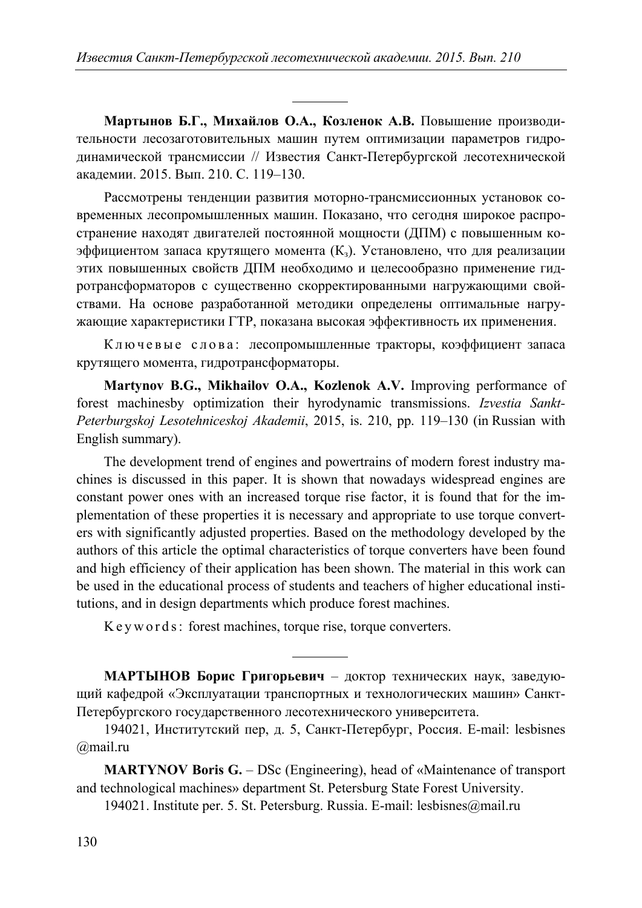---

**Мартынов Б.Г., Михайлов О.А., Козленок А.В.** Повышение производительности лесозаготовительных машин путем оптимизации параметров гидродинамической трансмиссии // Известия Санкт-Петербургской лесотехнической академии. 2015. Вып. 210. С. 119–130.

Рассмотрены тенденции развития моторно-трансмиссионных установок современных лесопромышленных машин. Показано, что сегодня широкое распространение находят двигателей постоянной мощности (ДПМ) с повышенным коэффициентом запаса крутящего момента ($К_з$). Установлено, что для реализации этих повышенных свойств ДПМ необходимо и целесообразно применение гидротрансформаторов с существенно скорректированными нагружающими свойствами. На основе разработанной методики определены оптимальные нагружающие характеристики ГТР, показана высокая эффективность их применения.

Ключевые слова: лесопромышленные тракторы, коэффициент запаса крутящего момента, гидротрансформаторы.

**Martynov B.G., Mikhailov O.A., Kozlenok A.V.** Improving performance of forest machinesby optimization their hyrodynamic transmissions. *Izvestia Sankt-Peterburgskoj Lesotehniceskoj Akademii*, 2015, is. 210, pp. 119–130 (in Russian with English summary).

The development trend of engines and powertrains of modern forest industry machines is discussed in this paper. It is shown that nowadays widespread engines are constant power ones with an increased torque rise factor, it is found that for the implementation of these properties it is necessary and appropriate to use torque converters with significantly adjusted properties. Based on the methodology developed by the authors of this article the optimal characteristics of torque converters have been found and high efficiency of their application has been shown. The material in this work can be used in the educational process of students and teachers of higher educational institutions, and in design departments which produce forest machines.

Keywords: forest machines, torque rise, torque converters.

---

**МАРТЫНОВ Борис Григорьевич** – доктор технических наук, заведующий кафедрой «Эксплуатации транспортных и технологических машин» Санкт-Петербургского государственного лесотехнического университета.

194021, Институтский пер, д. 5, Санкт-Петербург, Россия. E-mail: lesbisnes@mail.ru

**MARTYNOV Boris G.** – DSc (Engineering), head of «Maintenance of transport and technological machines» department St. Petersburg State Forest University.

194021. Institute per. 5. St. Petersburg. Russia. E-mail: lesbisnes@mail.ru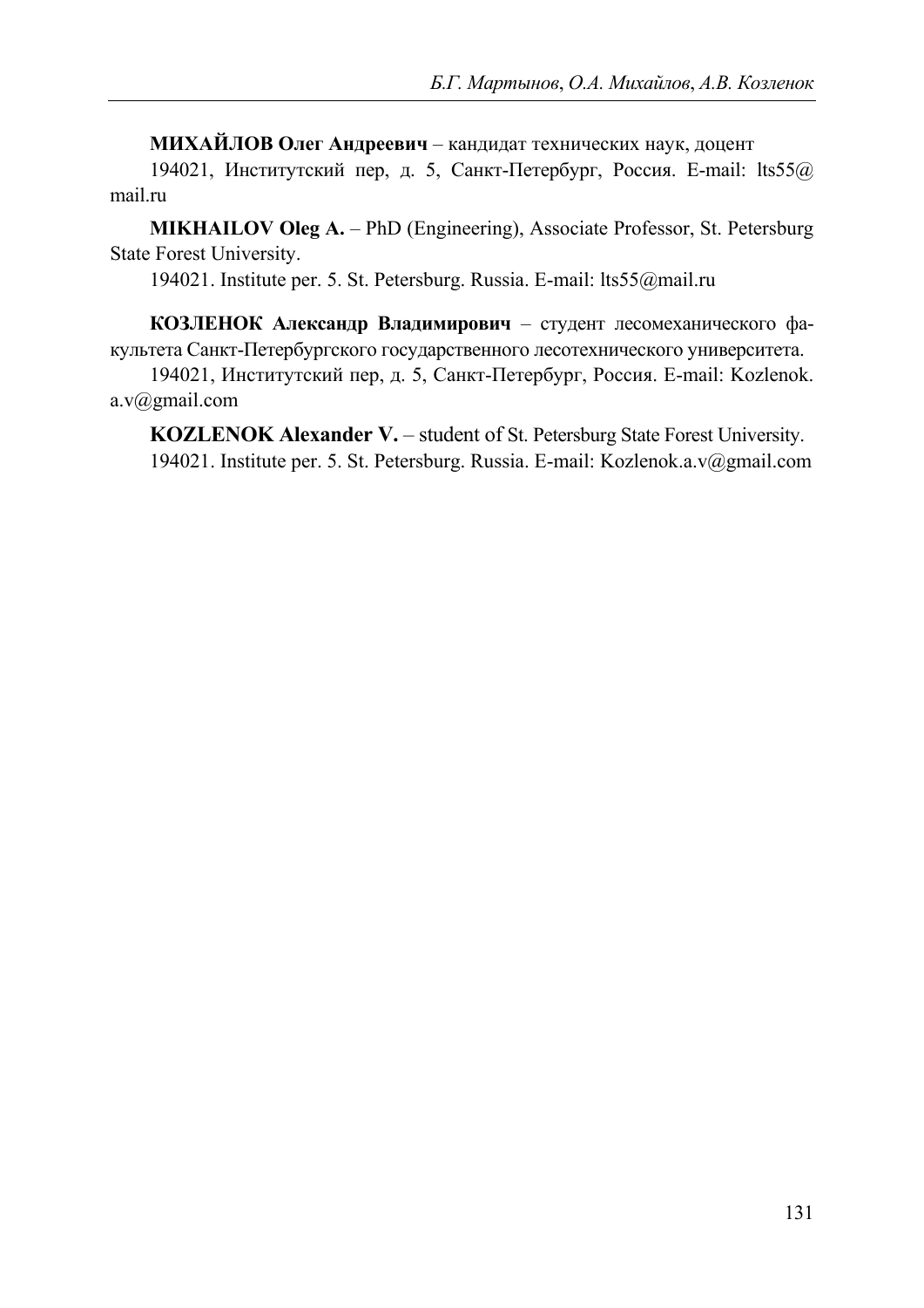**МИХАЙЛОВ Олег Андреевич** – кандидат технических наук, доцент

194021, Институтский пер, д. 5, Санкт-Петербург, Россия. E-mail: lts55@mail.ru

**MIKHAILOV Oleg A.** – PhD (Engineering), Associate Professor, St. Petersburg State Forest University.

194021. Institute per. 5. St. Petersburg. Russia. E-mail: lts55@mail.ru

**КОЗЛЕНОК Александр Владимирович** – студент лесомеханического факультета Санкт-Петербургского государственного лесотехнического университета.

194021, Институтский пер, д. 5, Санкт-Петербург, Россия. E-mail: Kozlenok.a.v@gmail.com

**KOZLENOK Alexander V.** – student of St. Petersburg State Forest University.

194021. Institute per. 5. St. Petersburg. Russia. E-mail: Kozlenok.a.v@gmail.com